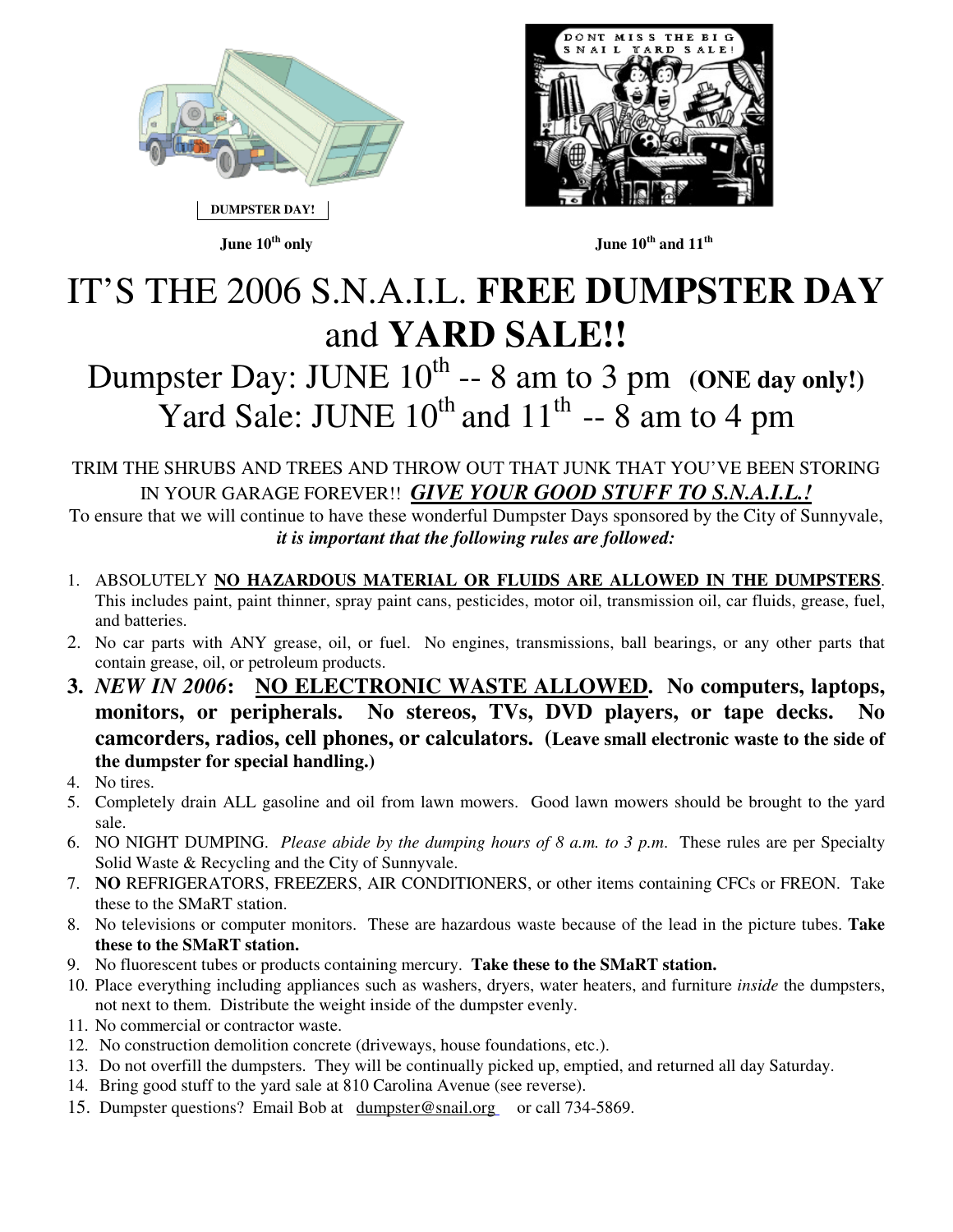DUMPSTER DAY!

June 10th only

June 10th and 11th

# IT'S THE 2006 S.N.A.I.L. **FREE DUMPSTER DAY** and **YARD SALE!!**

## Dumpster Day: JUNE 10th -- 8 am to 3 pm **(ONE day only!)**
## Yard Sale: JUNE 10th and 11th -- 8 am to 4 pm

TRIM THE SHRUBS AND TREES AND THROW OUT THAT JUNK THAT YOU'VE BEEN STORING IN YOUR GARAGE FOREVER!! ***GIVE YOUR GOOD STUFF TO S.N.A.I.L.!***

To ensure that we will continue to have these wonderful Dumpster Days sponsored by the City of Sunnyvale, ***it is important that the following rules are followed:***

1. ABSOLUTELY **NO HAZARDOUS MATERIAL OR FLUIDS ARE ALLOWED IN THE DUMPSTERS**. This includes paint, paint thinner, spray paint cans, pesticides, motor oil, transmission oil, car fluids, grease, fuel, and batteries.
2. No car parts with ANY grease, oil, or fuel. No engines, transmissions, ball bearings, or any other parts that contain grease, oil, or petroleum products.
3. ***NEW IN 2006*****: NO ELECTRONIC WASTE ALLOWED. No computers, laptops, monitors, or peripherals. No stereos, TVs, DVD players, or tape decks. No camcorders, radios, cell phones, or calculators. (Leave small electronic waste to the side of the dumpster for special handling.)**
4. No tires.
5. Completely drain ALL gasoline and oil from lawn mowers. Good lawn mowers should be brought to the yard sale.
6. NO NIGHT DUMPING. *Please abide by the dumping hours of 8 a.m. to 3 p.m.* These rules are per Specialty Solid Waste & Recycling and the City of Sunnyvale.
7. **NO** REFRIGERATORS, FREEZERS, AIR CONDITIONERS, or other items containing CFCs or FREON. Take these to the SMaRT station.
8. No televisions or computer monitors. These are hazardous waste because of the lead in the picture tubes. **Take these to the SMaRT station.**
9. No fluorescent tubes or products containing mercury. **Take these to the SMaRT station.**
10. Place everything including appliances such as washers, dryers, water heaters, and furniture *inside* the dumpsters, not next to them. Distribute the weight inside of the dumpster evenly.
11. No commercial or contractor waste.
12. No construction demolition concrete (driveways, house foundations, etc.).
13. Do not overfill the dumpsters. They will be continually picked up, emptied, and returned all day Saturday.
14. Bring good stuff to the yard sale at 810 Carolina Avenue (see reverse).
15. Dumpster questions? Email Bob at dumpster@snail.org or call 734-5869.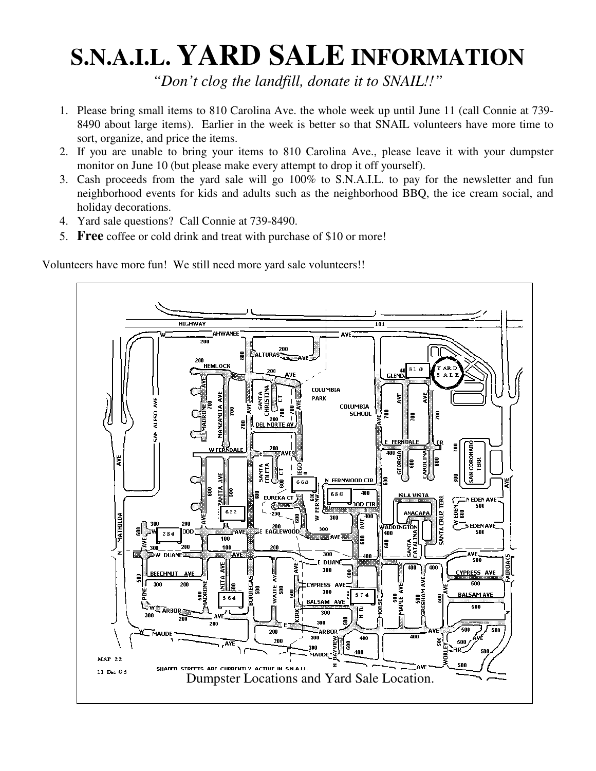# S.N.A.I.L. YARD SALE INFORMATION

*"Don't clog the landfill, donate it to SNAIL!!"*

1. Please bring small items to 810 Carolina Ave. the whole week up until June 11 (call Connie at 739-8490 about large items). Earlier in the week is better so that SNAIL volunteers have more time to sort, organize, and price the items.
2. If you are unable to bring your items to 810 Carolina Ave., please leave it with your dumpster monitor on June 10 (but please make every attempt to drop it off yourself).
3. Cash proceeds from the yard sale will go 100% to S.N.A.I.L. to pay for the newsletter and fun neighborhood events for kids and adults such as the neighborhood BBQ, the ice cream social, and holiday decorations.
4. Yard sale questions? Call Connie at 739-8490.
5. **Free** coffee or cold drink and treat with purchase of $10 or more!

Volunteers have more fun! We still need more yard sale volunteers!!

MAP 22

11 Dec 05

SHADED STREETS ARE CURRENTLY ACTIVE IN S.N.A.I.L.

Dumpster Locations and Yard Sale Location.